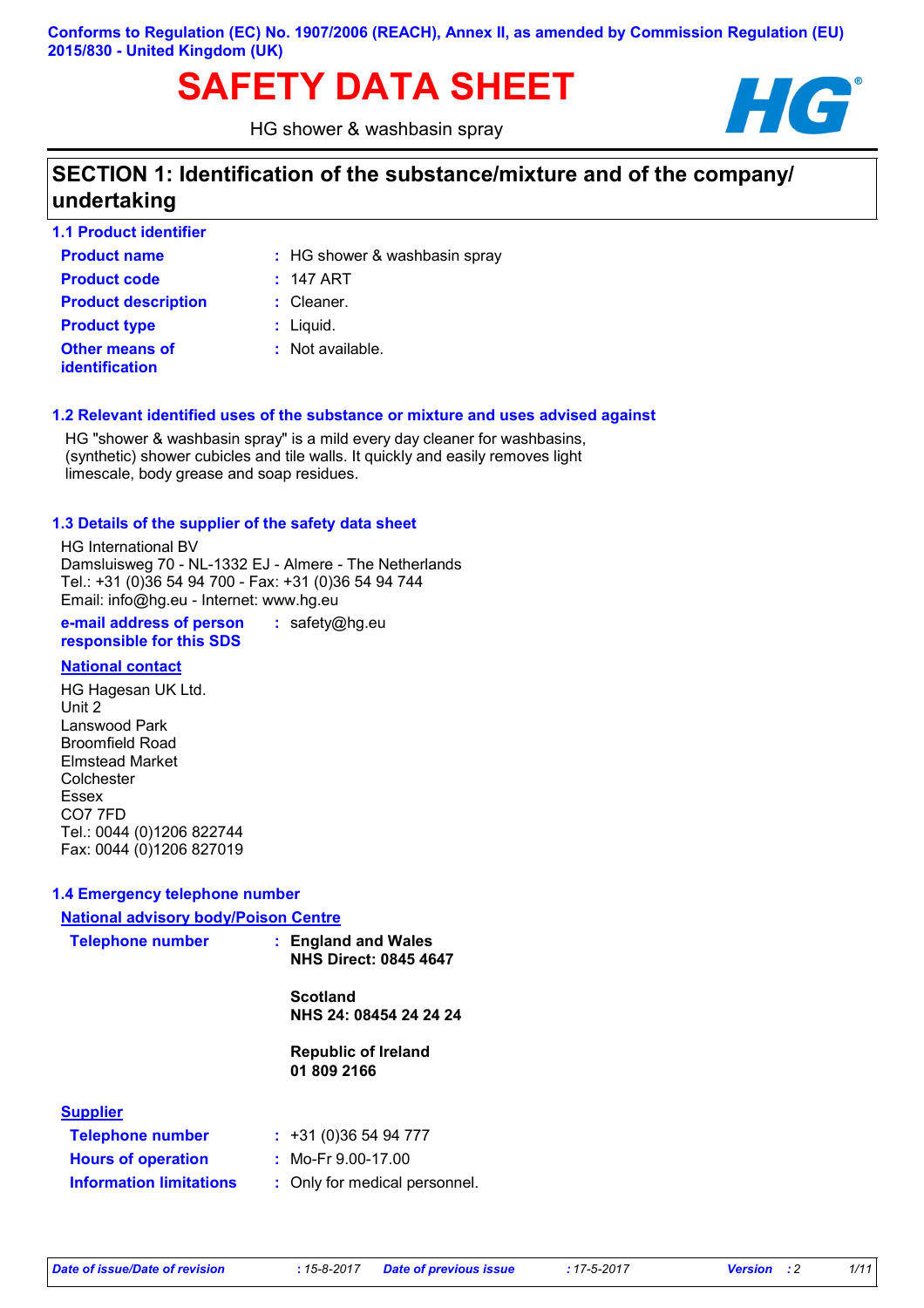Conforms to Regulation (EC) No. 1907/2006 (REACH), Annex II, as amended by Commission Regulation (EU) 2015/830 - United Kingdom (UK)

# SAFETY DATA SHEET

HG shower & washbasin spray

## SECTION 1: Identification of the substance/mixture and of the company/ undertaking

### 1.1 Product identifier

| | | |
|---|---|---|
| **Product name** | : | HG shower & washbasin spray |
| **Product code** | : | 147 ART |
| **Product description** | : | Cleaner. |
| **Product type** | : | Liquid. |
| **Other means of identification** | : | Not available. |

### 1.2 Relevant identified uses of the substance or mixture and uses advised against

HG "shower & washbasin spray" is a mild every day cleaner for washbasins, (synthetic) shower cubicles and tile walls. It quickly and easily removes light limescale, body grease and soap residues.

### 1.3 Details of the supplier of the safety data sheet

HG International BV
Damsluisweg 70 - NL-1332 EJ - Almere - The Netherlands
Tel.: +31 (0)36 54 94 700 - Fax: +31 (0)36 54 94 744
Email: info@hg.eu - Internet: www.hg.eu

**e-mail address of person responsible for this SDS** : safety@hg.eu

**National contact**

HG Hagesan UK Ltd.
Unit 2
Lanswood Park
Broomfield Road
Elmstead Market
Colchester
Essex
CO7 7FD
Tel.: 0044 (0)1206 822744
Fax: 0044 (0)1206 827019

### 1.4 Emergency telephone number

**National advisory body/Poison Centre**

**Telephone number** :

**England and Wales**
**NHS Direct: 0845 4647**

**Scotland**
**NHS 24: 08454 24 24 24**

**Republic of Ireland**
**01 809 2166**

**Supplier**

| | | |
|---|---|---|
| **Telephone number** | : | +31 (0)36 54 94 777 |
| **Hours of operation** | : | Mo-Fr 9.00-17.00 |
| **Information limitations** | : | Only for medical personnel. |

*Date of issue/Date of revision : 15-8-2017 Date of previous issue : 17-5-2017 Version : 2*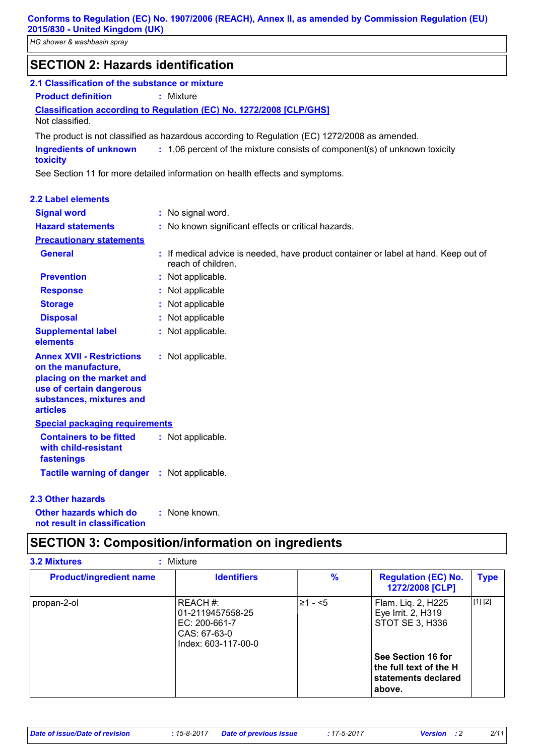## SECTION 2: Hazards identification

### 2.1 Classification of the substance or mixture

**Product definition** : Mixture

**Classification according to Regulation (EC) No. 1272/2008 [CLP/GHS]**

Not classified.

The product is not classified as hazardous according to Regulation (EC) 1272/2008 as amended.

**Ingredients of unknown toxicity** : 1,06 percent of the mixture consists of component(s) of unknown toxicity

See Section 11 for more detailed information on health effects and symptoms.

### 2.2 Label elements

**Signal word** : No signal word.

**Hazard statements** : No known significant effects or critical hazards.

**Precautionary statements**

**General** : If medical advice is needed, have product container or label at hand. Keep out of reach of children.

**Prevention** : Not applicable.

**Response** : Not applicable

**Storage** : Not applicable

**Disposal** : Not applicable

**Supplemental label elements** : Not applicable.

**Annex XVII - Restrictions on the manufacture, placing on the market and use of certain dangerous substances, mixtures and articles** : Not applicable.

**Special packaging requirements**

**Containers to be fitted with child-resistant fastenings** : Not applicable.

**Tactile warning of danger** : Not applicable.

### 2.3 Other hazards

**Other hazards which do not result in classification** : None known.

## SECTION 3: Composition/information on ingredients

**3.2 Mixtures** : Mixture

| Product/ingredient name | Identifiers | % | Regulation (EC) No. 1272/2008 [CLP] | Type |
|---|---|---|---|---|
| propan-2-ol | REACH #: 01-2119457558-25<br>EC: 200-661-7<br>CAS: 67-63-0<br>Index: 603-117-00-0 | ≥1 - <5 | Flam. Liq. 2, H225<br>Eye Irrit. 2, H319<br>STOT SE 3, H336<br><br>**See Section 16 for the full text of the H statements declared above.** | [1] [2] |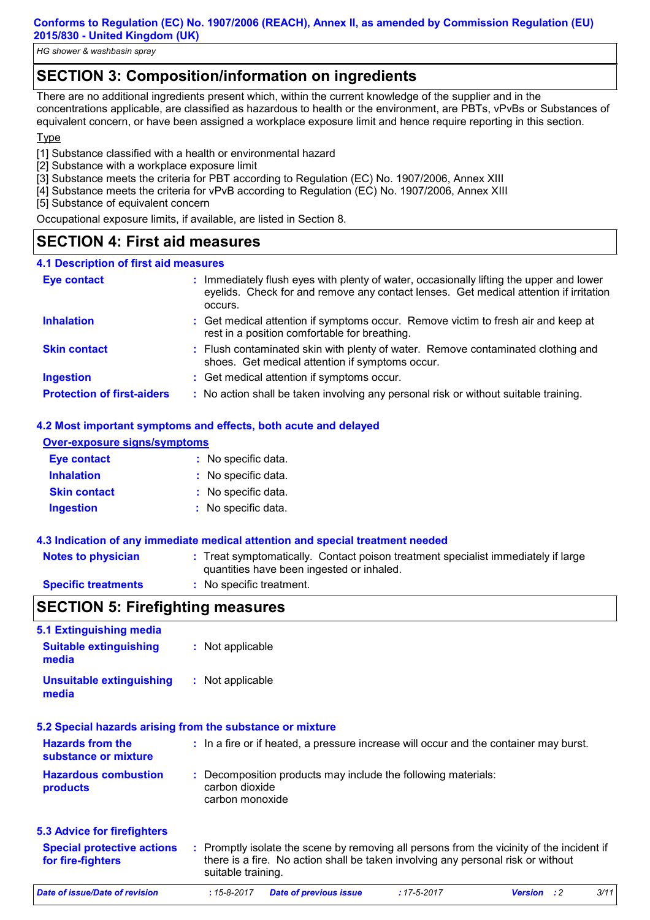## SECTION 3: Composition/information on ingredients

There are no additional ingredients present which, within the current knowledge of the supplier and in the concentrations applicable, are classified as hazardous to health or the environment, are PBTs, vPvBs or Substances of equivalent concern, or have been assigned a workplace exposure limit and hence require reporting in this section.

Type

[1] Substance classified with a health or environmental hazard
[2] Substance with a workplace exposure limit
[3] Substance meets the criteria for PBT according to Regulation (EC) No. 1907/2006, Annex XIII
[4] Substance meets the criteria for vPvB according to Regulation (EC) No. 1907/2006, Annex XIII
[5] Substance of equivalent concern

Occupational exposure limits, if available, are listed in Section 8.

## SECTION 4: First aid measures

### 4.1 Description of first aid measures

**Eye contact** : Immediately flush eyes with plenty of water, occasionally lifting the upper and lower eyelids. Check for and remove any contact lenses. Get medical attention if irritation occurs.

**Inhalation** : Get medical attention if symptoms occur. Remove victim to fresh air and keep at rest in a position comfortable for breathing.

**Skin contact** : Flush contaminated skin with plenty of water. Remove contaminated clothing and shoes. Get medical attention if symptoms occur.

**Ingestion** : Get medical attention if symptoms occur.

**Protection of first-aiders** : No action shall be taken involving any personal risk or without suitable training.

### 4.2 Most important symptoms and effects, both acute and delayed

**Over-exposure signs/symptoms**

**Eye contact** : No specific data.

**Inhalation** : No specific data.

**Skin contact** : No specific data.

**Ingestion** : No specific data.

### 4.3 Indication of any immediate medical attention and special treatment needed

**Notes to physician** : Treat symptomatically. Contact poison treatment specialist immediately if large quantities have been ingested or inhaled.

**Specific treatments** : No specific treatment.

## SECTION 5: Firefighting measures

### 5.1 Extinguishing media

**Suitable extinguishing media** : Not applicable

**Unsuitable extinguishing media** : Not applicable

### 5.2 Special hazards arising from the substance or mixture

**Hazards from the substance or mixture** : In a fire or if heated, a pressure increase will occur and the container may burst.

**Hazardous combustion products** : Decomposition products may include the following materials:
carbon dioxide
carbon monoxide

### 5.3 Advice for firefighters

**Special protective actions for fire-fighters** : Promptly isolate the scene by removing all persons from the vicinity of the incident if there is a fire. No action shall be taken involving any personal risk or without suitable training.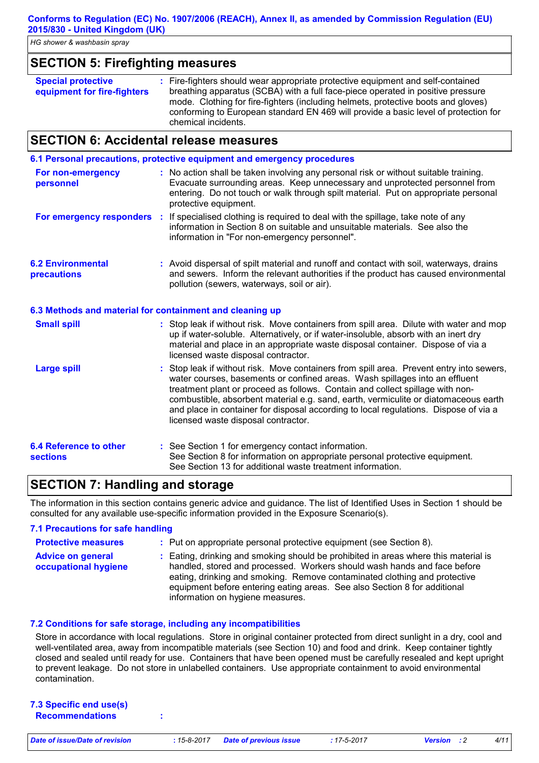## SECTION 5: Firefighting measures

**Special protective equipment for fire-fighters** : Fire-fighters should wear appropriate protective equipment and self-contained breathing apparatus (SCBA) with a full face-piece operated in positive pressure mode. Clothing for fire-fighters (including helmets, protective boots and gloves) conforming to European standard EN 469 will provide a basic level of protection for chemical incidents.

## SECTION 6: Accidental release measures

### 6.1 Personal precautions, protective equipment and emergency procedures

**For non-emergency personnel** : No action shall be taken involving any personal risk or without suitable training. Evacuate surrounding areas. Keep unnecessary and unprotected personnel from entering. Do not touch or walk through spilt material. Put on appropriate personal protective equipment.

**For emergency responders** : If specialised clothing is required to deal with the spillage, take note of any information in Section 8 on suitable and unsuitable materials. See also the information in "For non-emergency personnel".

**6.2 Environmental precautions** : Avoid dispersal of spilt material and runoff and contact with soil, waterways, drains and sewers. Inform the relevant authorities if the product has caused environmental pollution (sewers, waterways, soil or air).

### 6.3 Methods and material for containment and cleaning up

**Small spill** : Stop leak if without risk. Move containers from spill area. Dilute with water and mop up if water-soluble. Alternatively, or if water-insoluble, absorb with an inert dry material and place in an appropriate waste disposal container. Dispose of via a licensed waste disposal contractor.

**Large spill** : Stop leak if without risk. Move containers from spill area. Prevent entry into sewers, water courses, basements or confined areas. Wash spillages into an effluent treatment plant or proceed as follows. Contain and collect spillage with non-combustible, absorbent material e.g. sand, earth, vermiculite or diatomaceous earth and place in container for disposal according to local regulations. Dispose of via a licensed waste disposal contractor.

**6.4 Reference to other sections** : See Section 1 for emergency contact information.
See Section 8 for information on appropriate personal protective equipment.
See Section 13 for additional waste treatment information.

## SECTION 7: Handling and storage

The information in this section contains generic advice and guidance. The list of Identified Uses in Section 1 should be consulted for any available use-specific information provided in the Exposure Scenario(s).

### 7.1 Precautions for safe handling

**Protective measures** : Put on appropriate personal protective equipment (see Section 8).

**Advice on general occupational hygiene** : Eating, drinking and smoking should be prohibited in areas where this material is handled, stored and processed. Workers should wash hands and face before eating, drinking and smoking. Remove contaminated clothing and protective equipment before entering eating areas. See also Section 8 for additional information on hygiene measures.

### 7.2 Conditions for safe storage, including any incompatibilities

Store in accordance with local regulations. Store in original container protected from direct sunlight in a dry, cool and well-ventilated area, away from incompatible materials (see Section 10) and food and drink. Keep container tightly closed and sealed until ready for use. Containers that have been opened must be carefully resealed and kept upright to prevent leakage. Do not store in unlabelled containers. Use appropriate containment to avoid environmental contamination.

### 7.3 Specific end use(s)

**Recommendations** :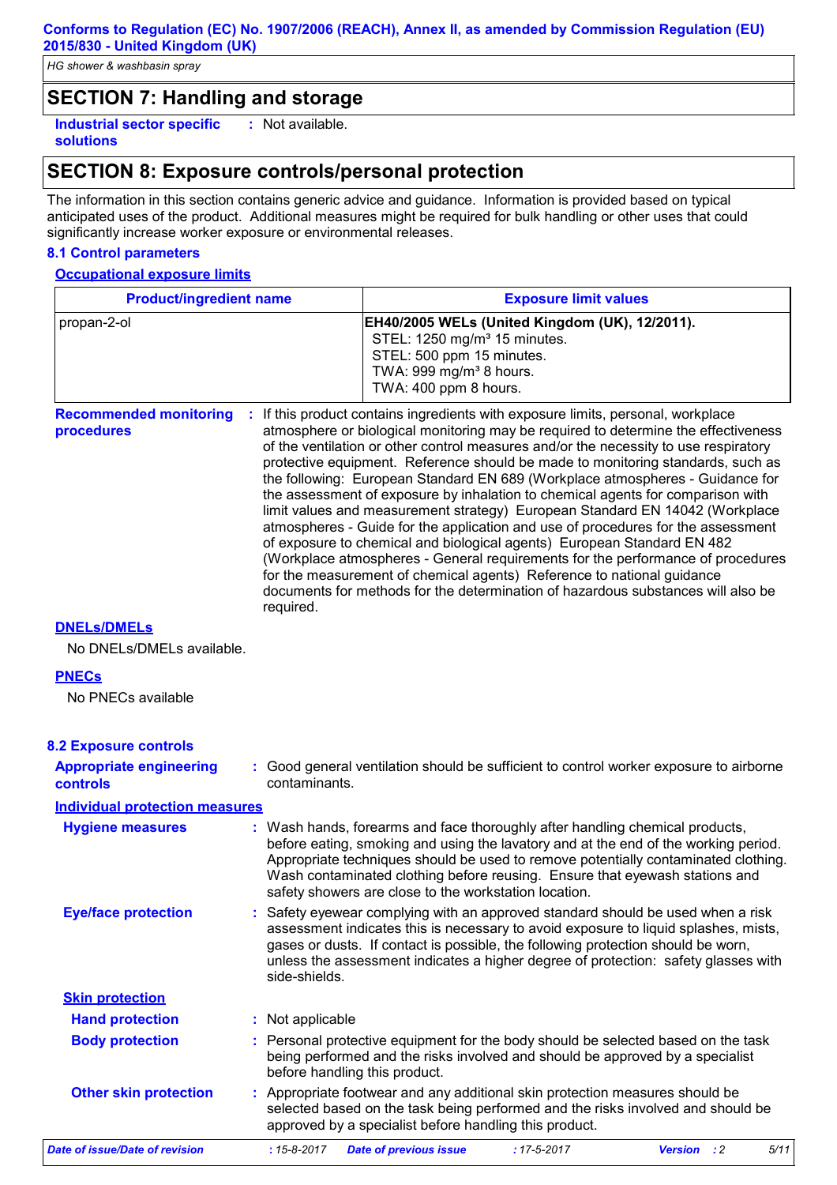## SECTION 7: Handling and storage

**Industrial sector specific solutions** : Not available.

## SECTION 8: Exposure controls/personal protection

The information in this section contains generic advice and guidance. Information is provided based on typical anticipated uses of the product. Additional measures might be required for bulk handling or other uses that could significantly increase worker exposure or environmental releases.

### 8.1 Control parameters

**Occupational exposure limits**

| Product/ingredient name | Exposure limit values |
|---|---|
| propan-2-ol | **EH40/2005 WELs (United Kingdom (UK), 12/2011).**<br>STEL: 1250 mg/m³ 15 minutes.<br>STEL: 500 ppm 15 minutes.<br>TWA: 999 mg/m³ 8 hours.<br>TWA: 400 ppm 8 hours. |

**Recommended monitoring procedures** : If this product contains ingredients with exposure limits, personal, workplace atmosphere or biological monitoring may be required to determine the effectiveness of the ventilation or other control measures and/or the necessity to use respiratory protective equipment. Reference should be made to monitoring standards, such as the following: European Standard EN 689 (Workplace atmospheres - Guidance for the assessment of exposure by inhalation to chemical agents for comparison with limit values and measurement strategy) European Standard EN 14042 (Workplace atmospheres - Guide for the application and use of procedures for the assessment of exposure to chemical and biological agents) European Standard EN 482 (Workplace atmospheres - General requirements for the performance of procedures for the measurement of chemical agents) Reference to national guidance documents for methods for the determination of hazardous substances will also be required.

**DNELs/DMELs**

No DNELs/DMELs available.

**PNECs**

No PNECs available

### 8.2 Exposure controls

**Appropriate engineering controls** : Good general ventilation should be sufficient to control worker exposure to airborne contaminants.

**Individual protection measures**

**Hygiene measures** : Wash hands, forearms and face thoroughly after handling chemical products, before eating, smoking and using the lavatory and at the end of the working period. Appropriate techniques should be used to remove potentially contaminated clothing. Wash contaminated clothing before reusing. Ensure that eyewash stations and safety showers are close to the workstation location.

**Eye/face protection** : Safety eyewear complying with an approved standard should be used when a risk assessment indicates this is necessary to avoid exposure to liquid splashes, mists, gases or dusts. If contact is possible, the following protection should be worn, unless the assessment indicates a higher degree of protection: safety glasses with side-shields.

**Skin protection**

**Hand protection** : Not applicable

**Body protection** : Personal protective equipment for the body should be selected based on the task being performed and the risks involved and should be approved by a specialist before handling this product.

**Other skin protection** : Appropriate footwear and any additional skin protection measures should be selected based on the task being performed and the risks involved and should be approved by a specialist before handling this product.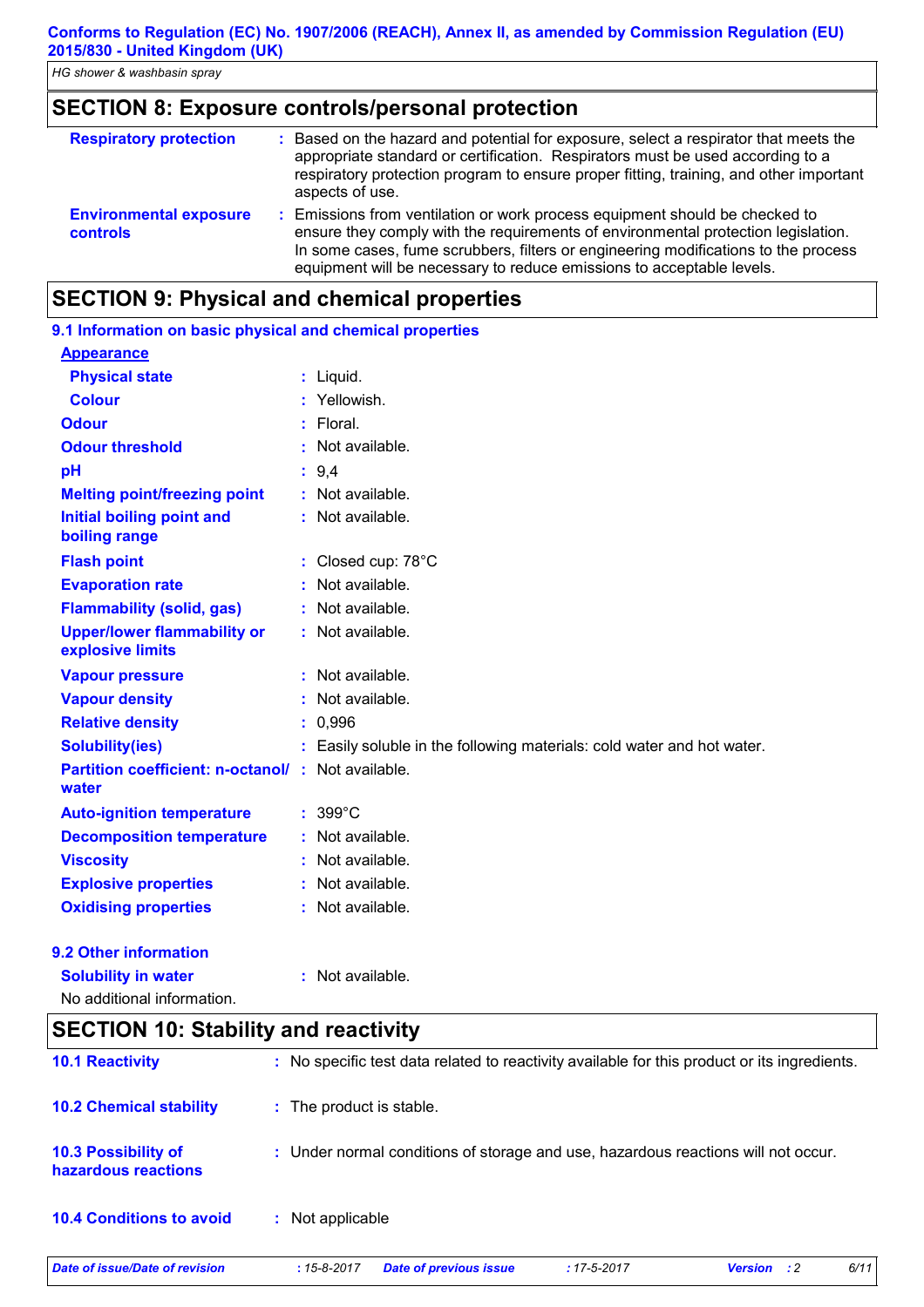## SECTION 8: Exposure controls/personal protection

| | |
|---|---|
| **Respiratory protection** | Based on the hazard and potential for exposure, select a respirator that meets the appropriate standard or certification. Respirators must be used according to a respiratory protection program to ensure proper fitting, training, and other important aspects of use. |
| **Environmental exposure controls** | Emissions from ventilation or work process equipment should be checked to ensure they comply with the requirements of environmental protection legislation. In some cases, fume scrubbers, filters or engineering modifications to the process equipment will be necessary to reduce emissions to acceptable levels. |

## SECTION 9: Physical and chemical properties

### 9.1 Information on basic physical and chemical properties

**Appearance**

| | |
|---|---|
| **Physical state** | Liquid. |
| **Colour** | Yellowish. |
| **Odour** | Floral. |
| **Odour threshold** | Not available. |
| **pH** | 9,4 |
| **Melting point/freezing point** | Not available. |
| **Initial boiling point and boiling range** | Not available. |
| **Flash point** | Closed cup: 78°C |
| **Evaporation rate** | Not available. |
| **Flammability (solid, gas)** | Not available. |
| **Upper/lower flammability or explosive limits** | Not available. |
| **Vapour pressure** | Not available. |
| **Vapour density** | Not available. |
| **Relative density** | 0,996 |
| **Solubility(ies)** | Easily soluble in the following materials: cold water and hot water. |
| **Partition coefficient: n-octanol/water** | Not available. |
| **Auto-ignition temperature** | 399°C |
| **Decomposition temperature** | Not available. |
| **Viscosity** | Not available. |
| **Explosive properties** | Not available. |
| **Oxidising properties** | Not available. |

### 9.2 Other information

| | |
|---|---|
| **Solubility in water** | Not available. |

No additional information.

## SECTION 10: Stability and reactivity

| | |
|---|---|
| **10.1 Reactivity** | No specific test data related to reactivity available for this product or its ingredients. |
| **10.2 Chemical stability** | The product is stable. |
| **10.3 Possibility of hazardous reactions** | Under normal conditions of storage and use, hazardous reactions will not occur. |
| **10.4 Conditions to avoid** | Not applicable |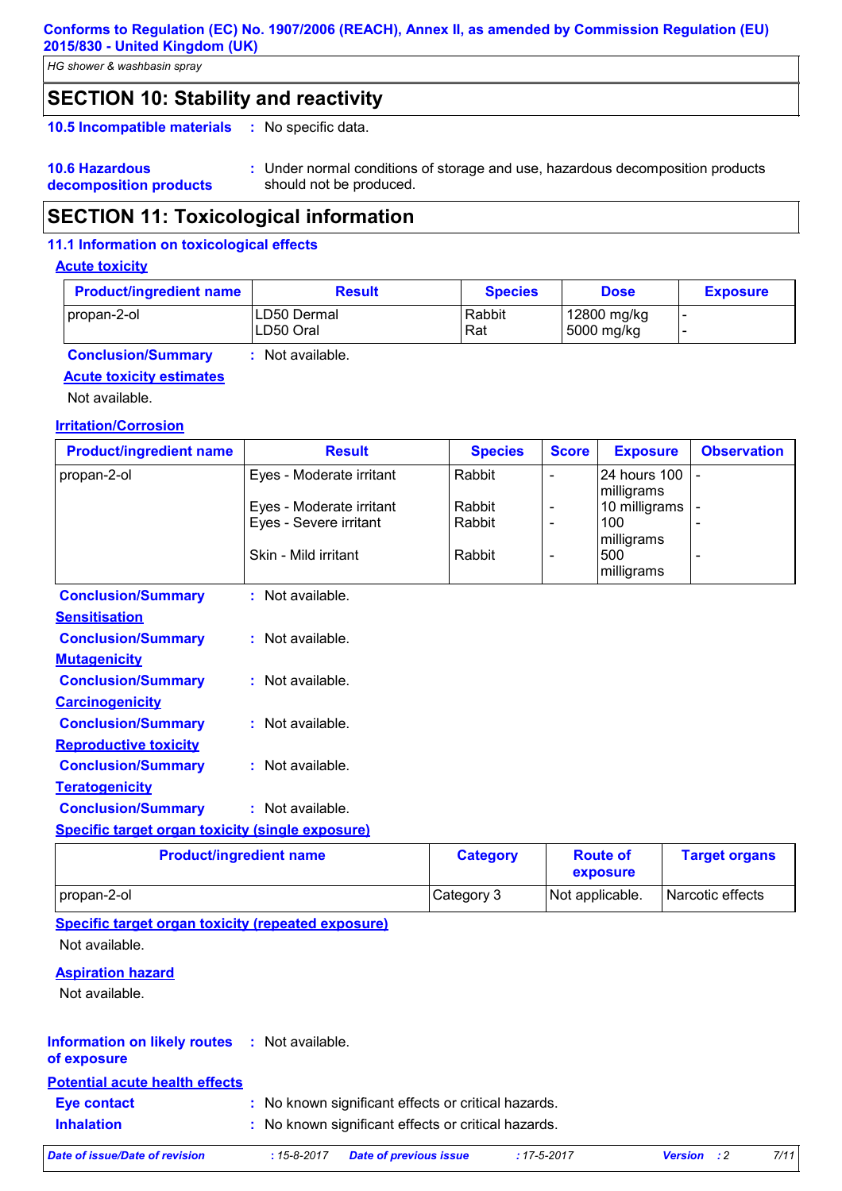## SECTION 10: Stability and reactivity

**10.5 Incompatible materials** : No specific data.

**10.6 Hazardous decomposition products** : Under normal conditions of storage and use, hazardous decomposition products should not be produced.

## SECTION 11: Toxicological information

### 11.1 Information on toxicological effects

**Acute toxicity**

| Product/ingredient name | Result | Species | Dose | Exposure |
|---|---|---|---|---|
| propan-2-ol | LD50 Dermal<br>LD50 Oral | Rabbit<br>Rat | 12800 mg/kg<br>5000 mg/kg | -<br>- |

**Conclusion/Summary** : Not available.

**Acute toxicity estimates**

Not available.

**Irritation/Corrosion**

| Product/ingredient name | Result | Species | Score | Exposure | Observation |
|---|---|---|---|---|---|
| propan-2-ol | Eyes - Moderate irritant | Rabbit | - | 24 hours 100 milligrams | - |
| | Eyes - Moderate irritant | Rabbit | - | 10 milligrams | - |
| | Eyes - Severe irritant | Rabbit | - | 100 milligrams | - |
| | Skin - Mild irritant | Rabbit | - | 500 milligrams | - |

**Conclusion/Summary** : Not available.

**Sensitisation**

**Conclusion/Summary** : Not available.

**Mutagenicity**

**Conclusion/Summary** : Not available.

**Carcinogenicity**

**Conclusion/Summary** : Not available.

**Reproductive toxicity**

**Conclusion/Summary** : Not available.

**Teratogenicity**

**Conclusion/Summary** : Not available.

**Specific target organ toxicity (single exposure)**

| Product/ingredient name | Category | Route of exposure | Target organs |
|---|---|---|---|
| propan-2-ol | Category 3 | Not applicable. | Narcotic effects |

**Specific target organ toxicity (repeated exposure)**

Not available.

**Aspiration hazard**

Not available.

**Information on likely routes of exposure** : Not available.

**Potential acute health effects**

**Eye contact** : No known significant effects or critical hazards.

**Inhalation** : No known significant effects or critical hazards.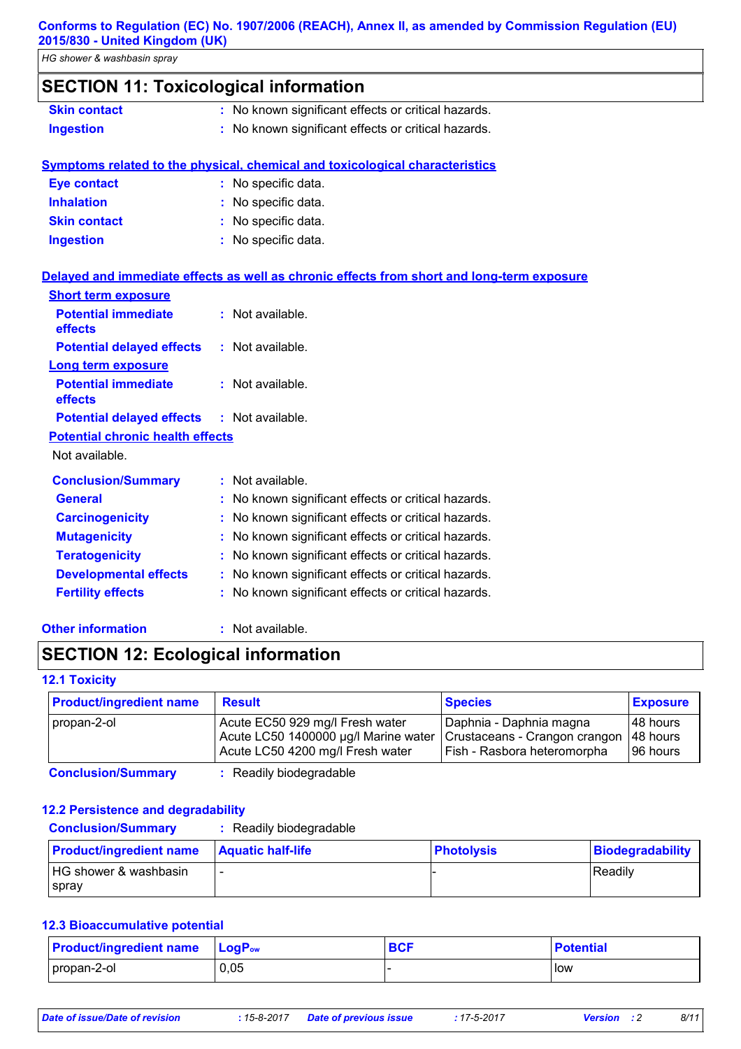## SECTION 11: Toxicological information

**Skin contact** : No known significant effects or critical hazards.

**Ingestion** : No known significant effects or critical hazards.

**Symptoms related to the physical, chemical and toxicological characteristics**

**Eye contact** : No specific data.

**Inhalation** : No specific data.

**Skin contact** : No specific data.

**Ingestion** : No specific data.

**Delayed and immediate effects as well as chronic effects from short and long-term exposure**

**Short term exposure**

**Potential immediate effects** : Not available.

**Potential delayed effects** : Not available.

**Long term exposure**

**Potential immediate effects** : Not available.

**Potential delayed effects** : Not available.

**Potential chronic health effects**

Not available.

**Conclusion/Summary** : Not available.

**General** : No known significant effects or critical hazards.

**Carcinogenicity** : No known significant effects or critical hazards.

**Mutagenicity** : No known significant effects or critical hazards.

**Teratogenicity** : No known significant effects or critical hazards.

**Developmental effects** : No known significant effects or critical hazards.

**Fertility effects** : No known significant effects or critical hazards.

**Other information** : Not available.

## SECTION 12: Ecological information

### 12.1 Toxicity

| Product/ingredient name | Result | Species | Exposure |
|---|---|---|---|
| propan-2-ol | Acute EC50 929 mg/l Fresh water<br>Acute LC50 1400000 µg/l Marine water<br>Acute LC50 4200 mg/l Fresh water | Daphnia - Daphnia magna<br>Crustaceans - Crangon crangon<br>Fish - Rasbora heteromorpha | 48 hours<br>48 hours<br>96 hours |

**Conclusion/Summary** : Readily biodegradable

### 12.2 Persistence and degradability

**Conclusion/Summary** : Readily biodegradable

| Product/ingredient name | Aquatic half-life | Photolysis | Biodegradability |
|---|---|---|---|
| HG shower & washbasin spray | - | - | Readily |

### 12.3 Bioaccumulative potential

| Product/ingredient name | $LogP_{ow}$ | BCF | Potential |
|---|---|---|---|
| propan-2-ol | 0,05 | - | low |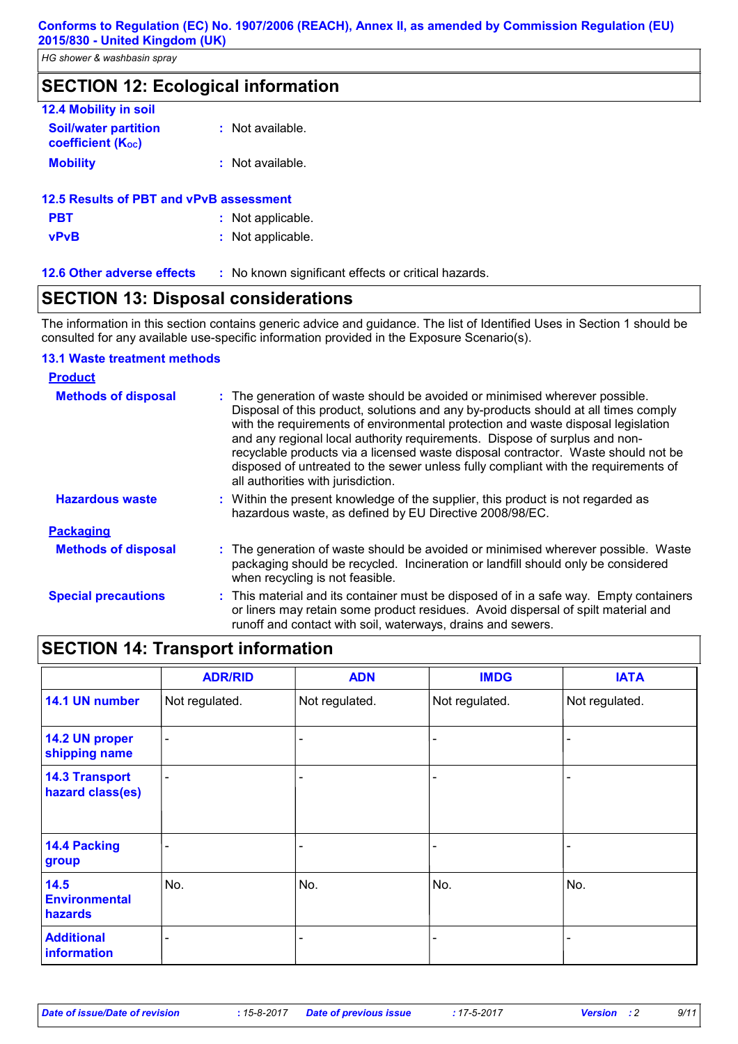## SECTION 12: Ecological information

### 12.4 Mobility in soil

**Soil/water partition coefficient ($K_{OC}$)** : Not available.

**Mobility** : Not available.

### 12.5 Results of PBT and vPvB assessment

**PBT** : Not applicable.

**vPvB** : Not applicable.

### 12.6 Other adverse effects : No known significant effects or critical hazards.

## SECTION 13: Disposal considerations

The information in this section contains generic advice and guidance. The list of Identified Uses in Section 1 should be consulted for any available use-specific information provided in the Exposure Scenario(s).

### 13.1 Waste treatment methods

**Product**

**Methods of disposal** : The generation of waste should be avoided or minimised wherever possible. Disposal of this product, solutions and any by-products should at all times comply with the requirements of environmental protection and waste disposal legislation and any regional local authority requirements. Dispose of surplus and non-recyclable products via a licensed waste disposal contractor. Waste should not be disposed of untreated to the sewer unless fully compliant with the requirements of all authorities with jurisdiction.

**Hazardous waste** : Within the present knowledge of the supplier, this product is not regarded as hazardous waste, as defined by EU Directive 2008/98/EC.

**Packaging**

**Methods of disposal** : The generation of waste should be avoided or minimised wherever possible. Waste packaging should be recycled. Incineration or landfill should only be considered when recycling is not feasible.

**Special precautions** : This material and its container must be disposed of in a safe way. Empty containers or liners may retain some product residues. Avoid dispersal of spilt material and runoff and contact with soil, waterways, drains and sewers.

## SECTION 14: Transport information

| | ADR/RID | ADN | IMDG | IATA |
|---|---|---|---|---|
| **14.1 UN number** | Not regulated. | Not regulated. | Not regulated. | Not regulated. |
| **14.2 UN proper shipping name** | - | - | - | - |
| **14.3 Transport hazard class(es)** | - | - | - | - |
| **14.4 Packing group** | - | - | - | - |
| **14.5 Environmental hazards** | No. | No. | No. | No. |
| **Additional information** | - | - | - | - |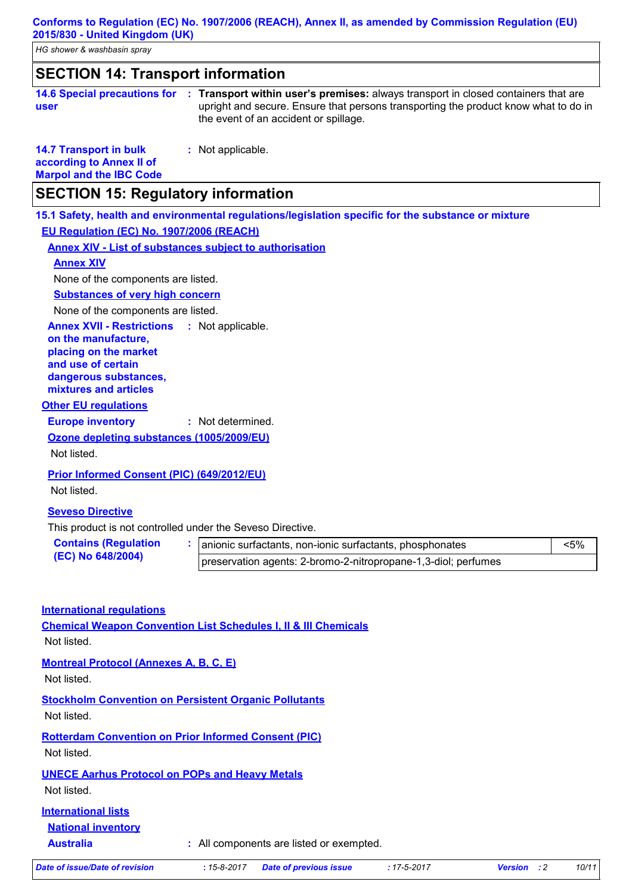## SECTION 14: Transport information

**14.6 Special precautions for user** : **Transport within user's premises:** always transport in closed containers that are upright and secure. Ensure that persons transporting the product know what to do in the event of an accident or spillage.

**14.7 Transport in bulk according to Annex II of Marpol and the IBC Code** : Not applicable.

## SECTION 15: Regulatory information

### 15.1 Safety, health and environmental regulations/legislation specific for the substance or mixture

**EU Regulation (EC) No. 1907/2006 (REACH)**

**Annex XIV - List of substances subject to authorisation**

**Annex XIV**

None of the components are listed.

**Substances of very high concern**

None of the components are listed.

**Annex XVII - Restrictions on the manufacture, placing on the market and use of certain dangerous substances, mixtures and articles** : Not applicable.

**Other EU regulations**

**Europe inventory** : Not determined.

**Ozone depleting substances (1005/2009/EU)**

Not listed.

**Prior Informed Consent (PIC) (649/2012/EU)**

Not listed.

**Seveso Directive**

This product is not controlled under the Seveso Directive.

**Contains (Regulation (EC) No 648/2004)** :

| | |
|---|---|
| anionic surfactants, non-ionic surfactants, phosphonates | <5% |
| preservation agents: 2-bromo-2-nitropropane-1,3-diol; perfumes | |

**International regulations**

**Chemical Weapon Convention List Schedules I, II & III Chemicals**

Not listed.

**Montreal Protocol (Annexes A, B, C, E)**

Not listed.

**Stockholm Convention on Persistent Organic Pollutants**

Not listed.

**Rotterdam Convention on Prior Informed Consent (PIC)**

Not listed.

**UNECE Aarhus Protocol on POPs and Heavy Metals**

Not listed.

**International lists**

**National inventory**

**Australia** : All components are listed or exempted.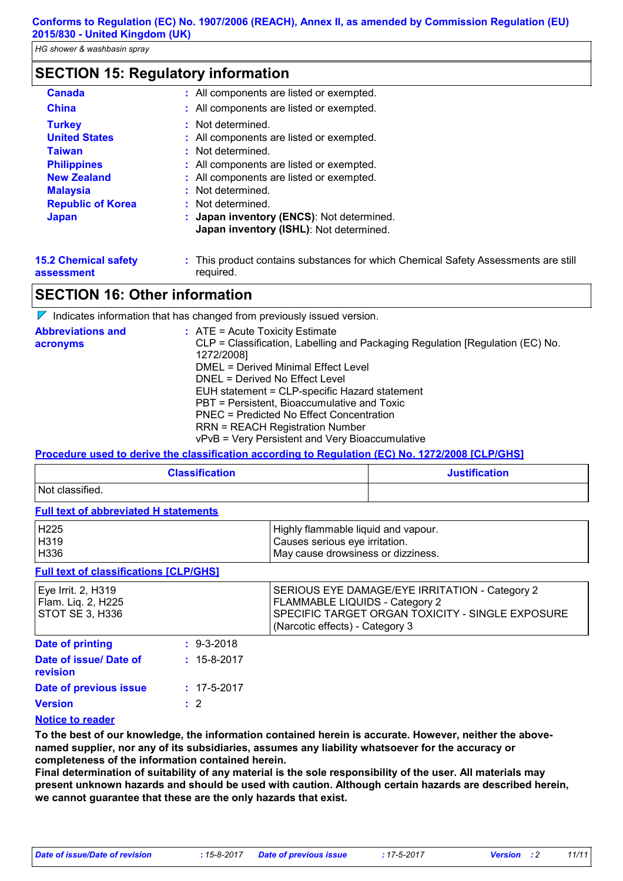## SECTION 15: Regulatory information

**Canada** : All components are listed or exempted.

**China** : All components are listed or exempted.

**Turkey** : Not determined.

**United States** : All components are listed or exempted.

**Taiwan** : Not determined.

**Philippines** : All components are listed or exempted.

**New Zealand** : All components are listed or exempted.

**Malaysia** : Not determined.

**Republic of Korea** : Not determined.

**Japan** : **Japan inventory (ENCS)**: Not determined.
**Japan inventory (ISHL)**: Not determined.

**15.2 Chemical safety assessment** : This product contains substances for which Chemical Safety Assessments are still required.

## SECTION 16: Other information

Indicates information that has changed from previously issued version.

**Abbreviations and acronyms** : ATE = Acute Toxicity Estimate
CLP = Classification, Labelling and Packaging Regulation [Regulation (EC) No. 1272/2008]
DMEL = Derived Minimal Effect Level
DNEL = Derived No Effect Level
EUH statement = CLP-specific Hazard statement
PBT = Persistent, Bioaccumulative and Toxic
PNEC = Predicted No Effect Concentration
RRN = REACH Registration Number
vPvB = Very Persistent and Very Bioaccumulative

**Procedure used to derive the classification according to Regulation (EC) No. 1272/2008 [CLP/GHS]**

| Classification | Justification |
|---|---|
| Not classified. | |

**Full text of abbreviated H statements**

| | |
|---|---|
| H225<br>H319<br>H336 | Highly flammable liquid and vapour.<br>Causes serious eye irritation.<br>May cause drowsiness or dizziness. |

**Full text of classifications [CLP/GHS]**

| | |
|---|---|
| Eye Irrit. 2, H319<br>Flam. Liq. 2, H225<br>STOT SE 3, H336 | SERIOUS EYE DAMAGE/EYE IRRITATION - Category 2<br>FLAMMABLE LIQUIDS - Category 2<br>SPECIFIC TARGET ORGAN TOXICITY - SINGLE EXPOSURE (Narcotic effects) - Category 3 |

**Date of printing** : 9-3-2018

**Date of issue/ Date of revision** : 15-8-2017

**Date of previous issue** : 17-5-2017

**Version** : 2

**Notice to reader**

**To the best of our knowledge, the information contained herein is accurate. However, neither the above-named supplier, nor any of its subsidiaries, assumes any liability whatsoever for the accuracy or completeness of the information contained herein.**
**Final determination of suitability of any material is the sole responsibility of the user. All materials may present unknown hazards and should be used with caution. Although certain hazards are described herein, we cannot guarantee that these are the only hazards that exist.**